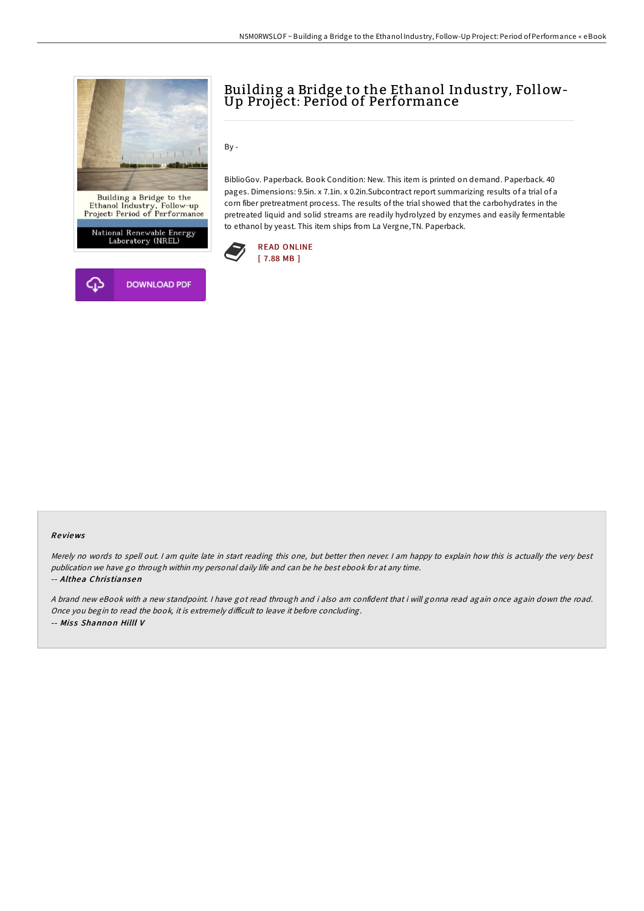# Building a Bridge to the Ethanol Industry, Follow-Up Project: Period of Performance

By -

BiblioGov. Paperback. Book Condition: New. This item is printed on demand. Paperback. 40 pages. Dimensions: 9.5in. x 7.1in. x 0.2in.Subcontract report summarizing results of a trial of a corn fiber pretreatment process. The results of the trial showed that the carbohydrates in the pretreated liquid and solid streams are readily hydrolyzed by enzymes and easily fermentable to ethanol by yeast. This item ships from La Vergne,TN. Paperback.

READ ONLINE
[ 7.88 MB ]

DOWNLOAD PDF

### Reviews

*Merely no words to spell out. I am quite late in start reading this one, but better then never. I am happy to explain how this is actually the very best publication we have go through within my personal daily life and can be he best ebook for at any time.*

-- ***Althea Christiansen***

*A brand new eBook with a new standpoint. I have got read through and i also am confident that i will gonna read again once again down the road. Once you begin to read the book, it is extremely difficult to leave it before concluding.*

-- ***Miss Shannon Hilll V***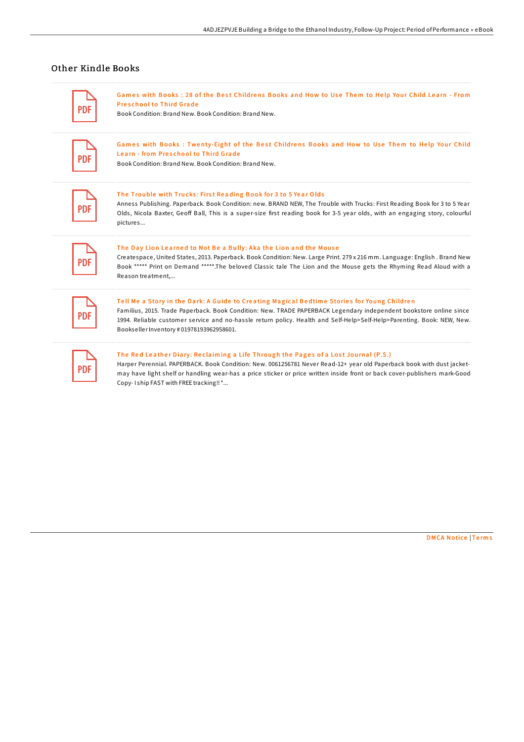## Other Kindle Books

PDF

**Games with Books : 28 of the Best Childrens Books and How to Use Them to Help Your Child Learn - From Preschool to Third Grade**

Book Condition: Brand New. Book Condition: Brand New.

PDF

**Games with Books : Twenty-Eight of the Best Childrens Books and How to Use Them to Help Your Child Learn - from Preschool to Third Grade**

Book Condition: Brand New. Book Condition: Brand New.

PDF

**The Trouble with Trucks: First Reading Book for 3 to 5 Year Olds**

Anness Publishing. Paperback. Book Condition: new. BRAND NEW, The Trouble with Trucks: First Reading Book for 3 to 5 Year Olds, Nicola Baxter, Geoff Ball, This is a super-size first reading book for 3-5 year olds, with an engaging story, colourful pictures...

PDF

**The Day Lion Learned to Not Be a Bully: Aka the Lion and the Mouse**

Createspace, United States, 2013. Paperback. Book Condition: New. Large Print. 279 x 216 mm. Language: English . Brand New Book ***** Print on Demand *****.The beloved Classic tale The Lion and the Mouse gets the Rhyming Read Aloud with a Reason treatment,...

PDF

**Tell Me a Story in the Dark: A Guide to Creating Magical Bedtime Stories for Young Children**

Familius, 2015. Trade Paperback. Book Condition: New. TRADE PAPERBACK Legendary independent bookstore online since 1994. Reliable customer service and no-hassle return policy. Health and Self-Help>Self-Help>Parenting. Book: NEW, New. Bookseller Inventory # 01978193962958601.

PDF

**The Red Leather Diary: Reclaiming a Life Through the Pages of a Lost Journal (P.S.)**

Harper Perennial. PAPERBACK. Book Condition: New. 0061256781 Never Read-12+ year old Paperback book with dust jacket-may have light shelf or handling wear-has a price sticker or price written inside front or back cover-publishers mark-Good Copy- I ship FAST with FREE tracking!! *...